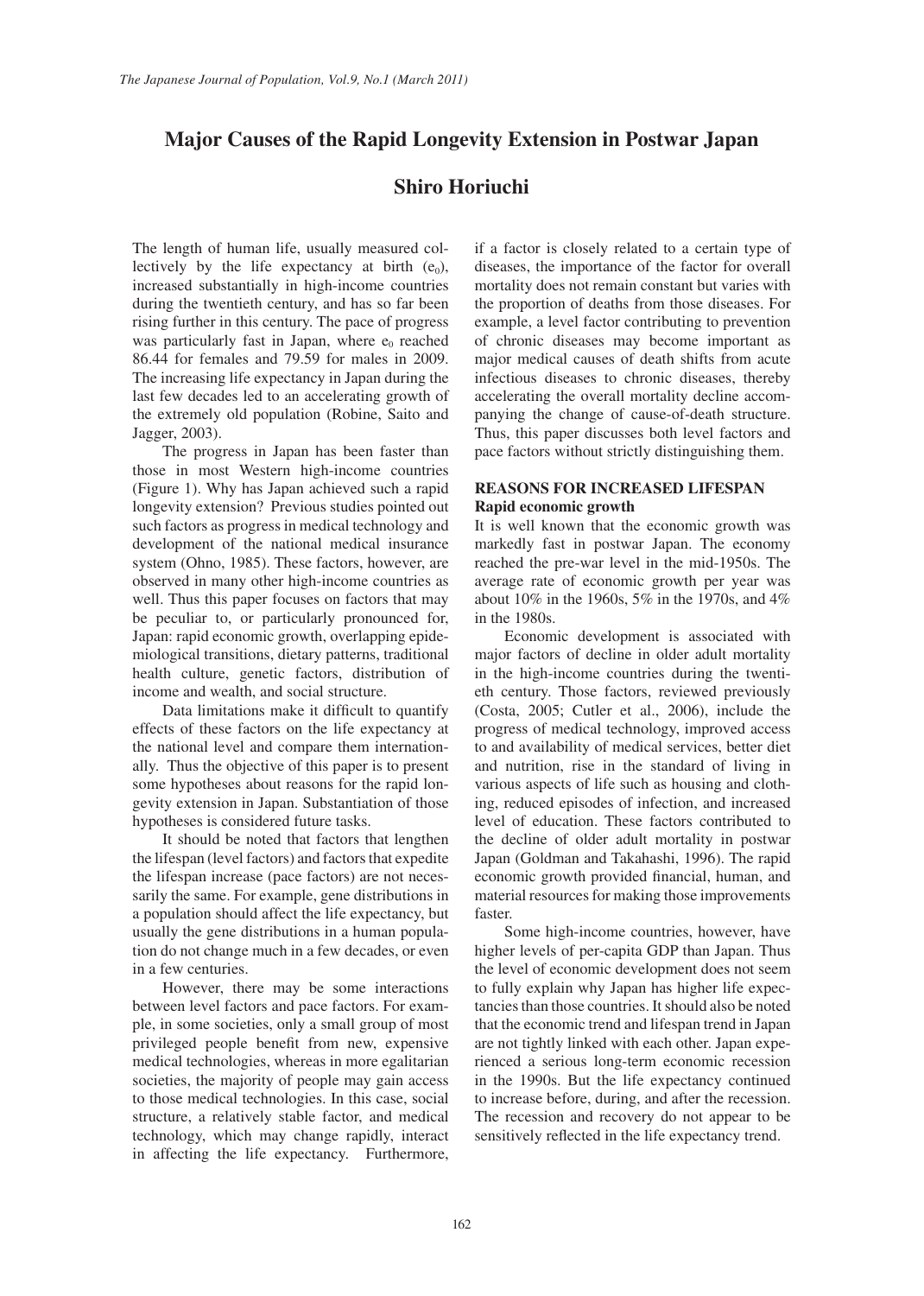# Major Causes of the Rapid Longevity Extension in Postwar Japan

## Shiro Horiuchi

The length of human life, usually measured collectively by the life expectancy at birth ($e_0$), increased substantially in high-income countries during the twentieth century, and has so far been rising further in this century. The pace of progress was particularly fast in Japan, where $e_0$ reached 86.44 for females and 79.59 for males in 2009. The increasing life expectancy in Japan during the last few decades led to an accelerating growth of the extremely old population (Robine, Saito and Jagger, 2003).

The progress in Japan has been faster than those in most Western high-income countries (Figure 1). Why has Japan achieved such a rapid longevity extension? Previous studies pointed out such factors as progress in medical technology and development of the national medical insurance system (Ohno, 1985). These factors, however, are observed in many other high-income countries as well. Thus this paper focuses on factors that may be peculiar to, or particularly pronounced for, Japan: rapid economic growth, overlapping epidemiological transitions, dietary patterns, traditional health culture, genetic factors, distribution of income and wealth, and social structure.

Data limitations make it difficult to quantify effects of these factors on the life expectancy at the national level and compare them internationally. Thus the objective of this paper is to present some hypotheses about reasons for the rapid longevity extension in Japan. Substantiation of those hypotheses is considered future tasks.

It should be noted that factors that lengthen the lifespan (level factors) and factors that expedite the lifespan increase (pace factors) are not necessarily the same. For example, gene distributions in a population should affect the life expectancy, but usually the gene distributions in a human population do not change much in a few decades, or even in a few centuries.

However, there may be some interactions between level factors and pace factors. For example, in some societies, only a small group of most privileged people benefit from new, expensive medical technologies, whereas in more egalitarian societies, the majority of people may gain access to those medical technologies. In this case, social structure, a relatively stable factor, and medical technology, which may change rapidly, interact in affecting the life expectancy. Furthermore, if a factor is closely related to a certain type of diseases, the importance of the factor for overall mortality does not remain constant but varies with the proportion of deaths from those diseases. For example, a level factor contributing to prevention of chronic diseases may become important as major medical causes of death shifts from acute infectious diseases to chronic diseases, thereby accelerating the overall mortality decline accompanying the change of cause-of-death structure. Thus, this paper discusses both level factors and pace factors without strictly distinguishing them.

### REASONS FOR INCREASED LIFESPAN

#### Rapid economic growth

It is well known that the economic growth was markedly fast in postwar Japan. The economy reached the pre-war level in the mid-1950s. The average rate of economic growth per year was about 10% in the 1960s, 5% in the 1970s, and 4% in the 1980s.

Economic development is associated with major factors of decline in older adult mortality in the high-income countries during the twentieth century. Those factors, reviewed previously (Costa, 2005; Cutler et al., 2006), include the progress of medical technology, improved access to and availability of medical services, better diet and nutrition, rise in the standard of living in various aspects of life such as housing and clothing, reduced episodes of infection, and increased level of education. These factors contributed to the decline of older adult mortality in postwar Japan (Goldman and Takahashi, 1996). The rapid economic growth provided financial, human, and material resources for making those improvements faster.

Some high-income countries, however, have higher levels of per-capita GDP than Japan. Thus the level of economic development does not seem to fully explain why Japan has higher life expectancies than those countries. It should also be noted that the economic trend and lifespan trend in Japan are not tightly linked with each other. Japan experienced a serious long-term economic recession in the 1990s. But the life expectancy continued to increase before, during, and after the recession. The recession and recovery do not appear to be sensitively reflected in the life expectancy trend.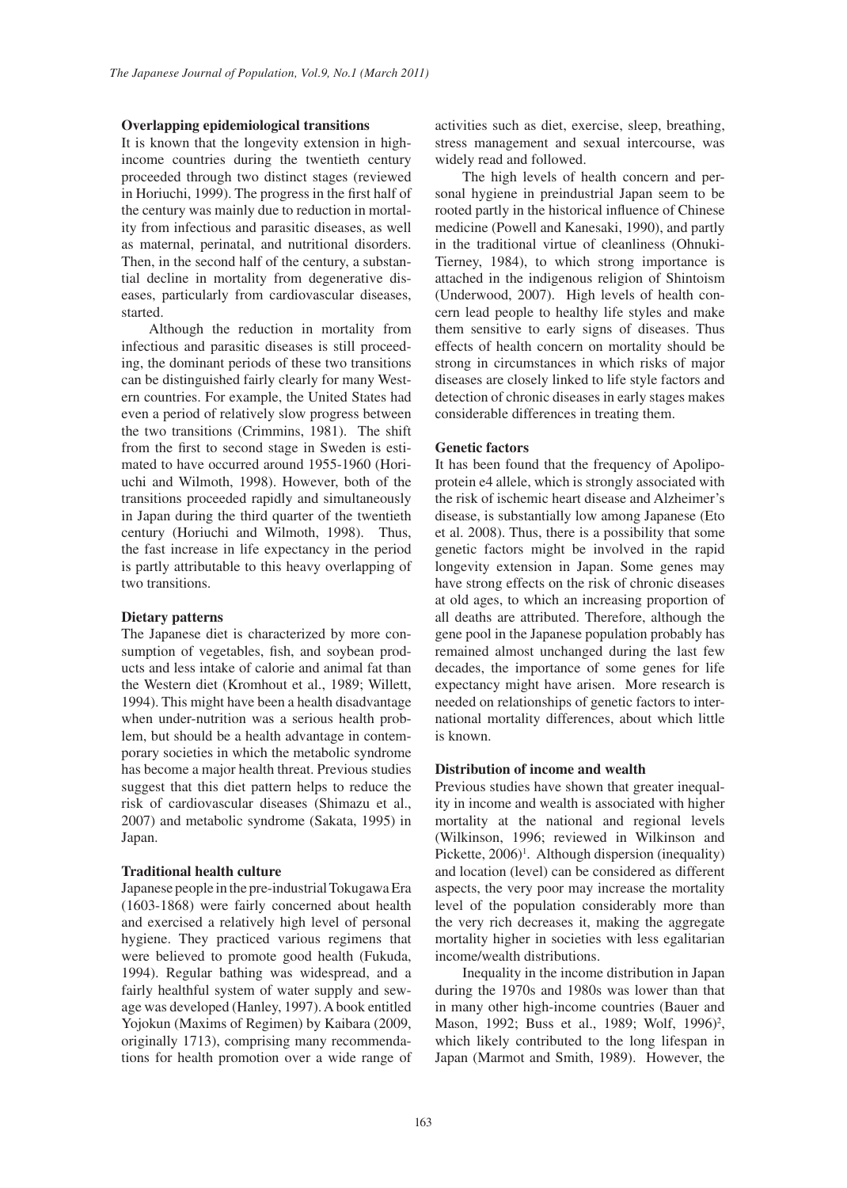### Overlapping epidemiological transitions

It is known that the longevity extension in high-income countries during the twentieth century proceeded through two distinct stages (reviewed in Horiuchi, 1999). The progress in the first half of the century was mainly due to reduction in mortality from infectious and parasitic diseases, as well as maternal, perinatal, and nutritional disorders. Then, in the second half of the century, a substantial decline in mortality from degenerative diseases, particularly from cardiovascular diseases, started.

Although the reduction in mortality from infectious and parasitic diseases is still proceeding, the dominant periods of these two transitions can be distinguished fairly clearly for many Western countries. For example, the United States had even a period of relatively slow progress between the two transitions (Crimmins, 1981). The shift from the first to second stage in Sweden is estimated to have occurred around 1955-1960 (Horiuchi and Wilmoth, 1998). However, both of the transitions proceeded rapidly and simultaneously in Japan during the third quarter of the twentieth century (Horiuchi and Wilmoth, 1998). Thus, the fast increase in life expectancy in the period is partly attributable to this heavy overlapping of two transitions.

### Dietary patterns

The Japanese diet is characterized by more consumption of vegetables, fish, and soybean products and less intake of calorie and animal fat than the Western diet (Kromhout et al., 1989; Willett, 1994). This might have been a health disadvantage when under-nutrition was a serious health problem, but should be a health advantage in contemporary societies in which the metabolic syndrome has become a major health threat. Previous studies suggest that this diet pattern helps to reduce the risk of cardiovascular diseases (Shimazu et al., 2007) and metabolic syndrome (Sakata, 1995) in Japan.

### Traditional health culture

Japanese people in the pre-industrial Tokugawa Era (1603-1868) were fairly concerned about health and exercised a relatively high level of personal hygiene. They practiced various regimens that were believed to promote good health (Fukuda, 1994). Regular bathing was widespread, and a fairly healthful system of water supply and sewage was developed (Hanley, 1997). A book entitled Yojokun (Maxims of Regimen) by Kaibara (2009, originally 1713), comprising many recommendations for health promotion over a wide range of activities such as diet, exercise, sleep, breathing, stress management and sexual intercourse, was widely read and followed.

The high levels of health concern and personal hygiene in preindustrial Japan seem to be rooted partly in the historical influence of Chinese medicine (Powell and Kanesaki, 1990), and partly in the traditional virtue of cleanliness (Ohnuki-Tierney, 1984), to which strong importance is attached in the indigenous religion of Shintoism (Underwood, 2007). High levels of health concern lead people to healthy life styles and make them sensitive to early signs of diseases. Thus effects of health concern on mortality should be strong in circumstances in which risks of major diseases are closely linked to life style factors and detection of chronic diseases in early stages makes considerable differences in treating them.

### Genetic factors

It has been found that the frequency of Apolipoprotein e4 allele, which is strongly associated with the risk of ischemic heart disease and Alzheimer's disease, is substantially low among Japanese (Eto et al. 2008). Thus, there is a possibility that some genetic factors might be involved in the rapid longevity extension in Japan. Some genes may have strong effects on the risk of chronic diseases at old ages, to which an increasing proportion of all deaths are attributed. Therefore, although the gene pool in the Japanese population probably has remained almost unchanged during the last few decades, the importance of some genes for life expectancy might have arisen. More research is needed on relationships of genetic factors to international mortality differences, about which little is known.

### Distribution of income and wealth

Previous studies have shown that greater inequality in income and wealth is associated with higher mortality at the national and regional levels (Wilkinson, 1996; reviewed in Wilkinson and Pickette, 2006)[1]. Although dispersion (inequality) and location (level) can be considered as different aspects, the very poor may increase the mortality level of the population considerably more than the very rich decreases it, making the aggregate mortality higher in societies with less egalitarian income/wealth distributions.

Inequality in the income distribution in Japan during the 1970s and 1980s was lower than that in many other high-income countries (Bauer and Mason, 1992; Buss et al., 1989; Wolf, 1996)[2], which likely contributed to the long lifespan in Japan (Marmot and Smith, 1989). However, the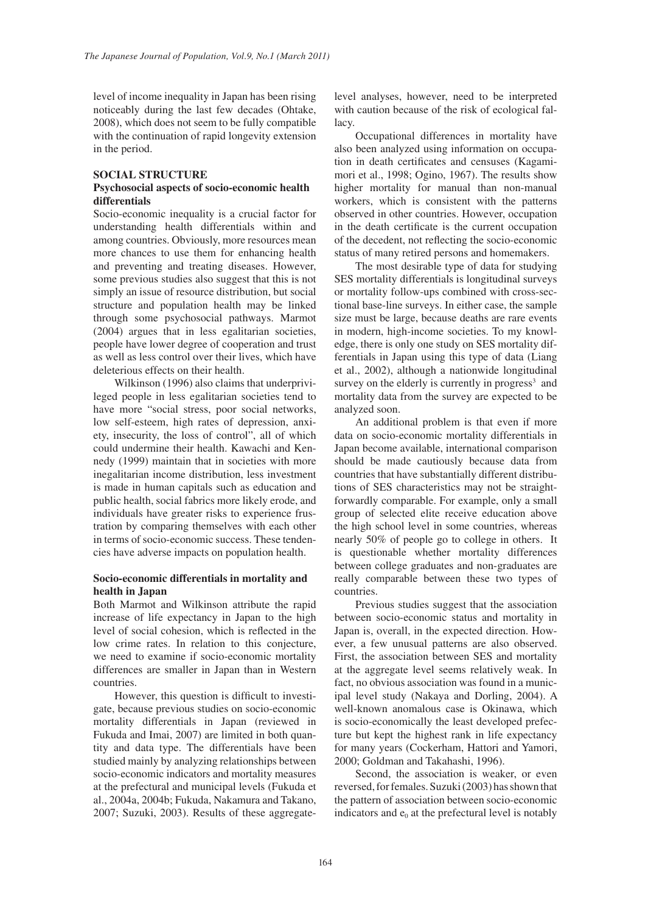level of income inequality in Japan has been rising noticeably during the last few decades (Ohtake, 2008), which does not seem to be fully compatible with the continuation of rapid longevity extension in the period.

## SOCIAL STRUCTURE

### Psychosocial aspects of socio-economic health differentials

Socio-economic inequality is a crucial factor for understanding health differentials within and among countries. Obviously, more resources mean more chances to use them for enhancing health and preventing and treating diseases. However, some previous studies also suggest that this is not simply an issue of resource distribution, but social structure and population health may be linked through some psychosocial pathways. Marmot (2004) argues that in less egalitarian societies, people have lower degree of cooperation and trust as well as less control over their lives, which have deleterious effects on their health.

Wilkinson (1996) also claims that underprivileged people in less egalitarian societies tend to have more "social stress, poor social networks, low self-esteem, high rates of depression, anxiety, insecurity, the loss of control", all of which could undermine their health. Kawachi and Kennedy (1999) maintain that in societies with more inegalitarian income distribution, less investment is made in human capitals such as education and public health, social fabrics more likely erode, and individuals have greater risks to experience frustration by comparing themselves with each other in terms of socio-economic success. These tendencies have adverse impacts on population health.

### Socio-economic differentials in mortality and health in Japan

Both Marmot and Wilkinson attribute the rapid increase of life expectancy in Japan to the high level of social cohesion, which is reflected in the low crime rates. In relation to this conjecture, we need to examine if socio-economic mortality differences are smaller in Japan than in Western countries.

However, this question is difficult to investigate, because previous studies on socio-economic mortality differentials in Japan (reviewed in Fukuda and Imai, 2007) are limited in both quantity and data type. The differentials have been studied mainly by analyzing relationships between socio-economic indicators and mortality measures at the prefectural and municipal levels (Fukuda et al., 2004a, 2004b; Fukuda, Nakamura and Takano, 2007; Suzuki, 2003). Results of these aggregate-level analyses, however, need to be interpreted with caution because of the risk of ecological fallacy.

Occupational differences in mortality have also been analyzed using information on occupation in death certificates and censuses (Kagamimori et al., 1998; Ogino, 1967). The results show higher mortality for manual than non-manual workers, which is consistent with the patterns observed in other countries. However, occupation in the death certificate is the current occupation of the decedent, not reflecting the socio-economic status of many retired persons and homemakers.

The most desirable type of data for studying SES mortality differentials is longitudinal surveys or mortality follow-ups combined with cross-sectional base-line surveys. In either case, the sample size must be large, because deaths are rare events in modern, high-income societies. To my knowledge, there is only one study on SES mortality differentials in Japan using this type of data (Liang et al., 2002), although a nationwide longitudinal survey on the elderly is currently in progress[3] and mortality data from the survey are expected to be analyzed soon.

An additional problem is that even if more data on socio-economic mortality differentials in Japan become available, international comparison should be made cautiously because data from countries that have substantially different distributions of SES characteristics may not be straightforwardly comparable. For example, only a small group of selected elite receive education above the high school level in some countries, whereas nearly 50% of people go to college in others. It is questionable whether mortality differences between college graduates and non-graduates are really comparable between these two types of countries.

Previous studies suggest that the association between socio-economic status and mortality in Japan is, overall, in the expected direction. However, a few unusual patterns are also observed. First, the association between SES and mortality at the aggregate level seems relatively weak. In fact, no obvious association was found in a municipal level study (Nakaya and Dorling, 2004). A well-known anomalous case is Okinawa, which is socio-economically the least developed prefecture but kept the highest rank in life expectancy for many years (Cockerham, Hattori and Yamori, 2000; Goldman and Takahashi, 1996).

Second, the association is weaker, or even reversed, for females. Suzuki (2003) has shown that the pattern of association between socio-economic indicators and $e_0$ at the prefectural level is notably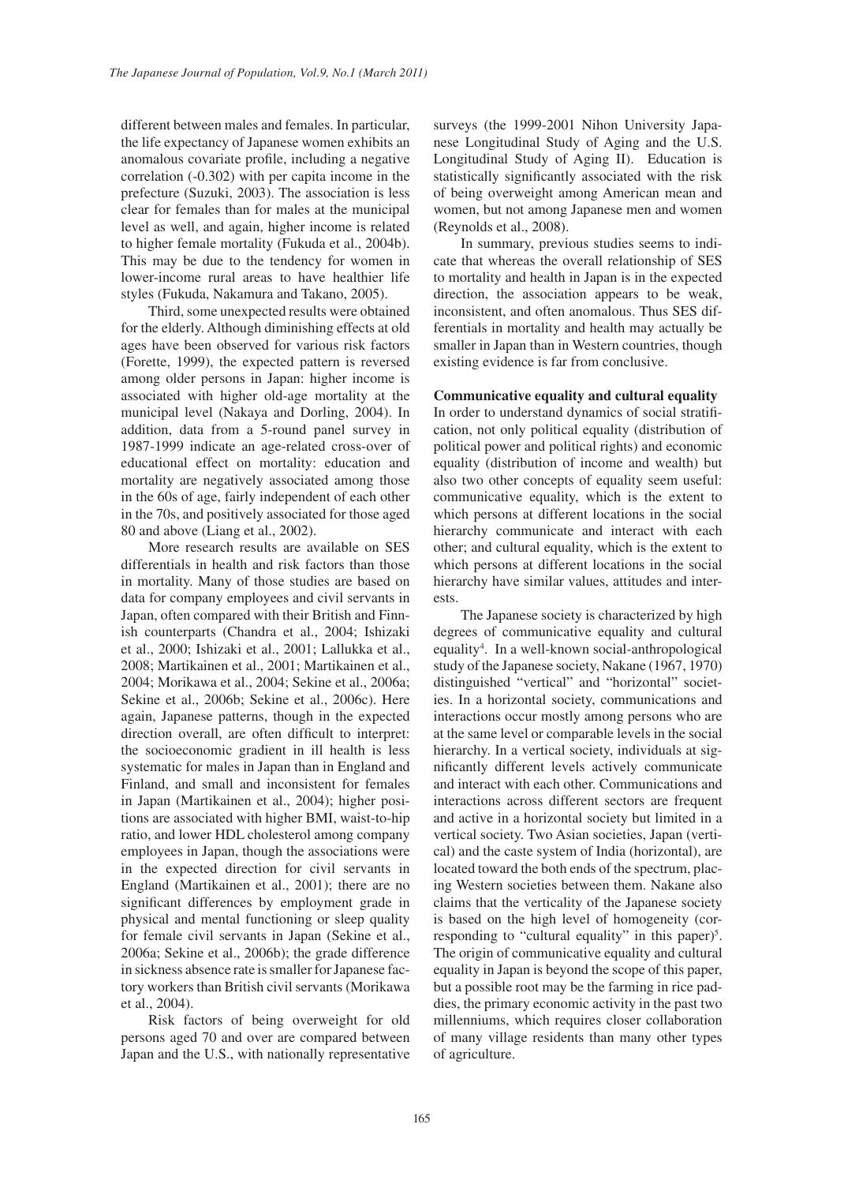different between males and females. In particular, the life expectancy of Japanese women exhibits an anomalous covariate profile, including a negative correlation (-0.302) with per capita income in the prefecture (Suzuki, 2003). The association is less clear for females than for males at the municipal level as well, and again, higher income is related to higher female mortality (Fukuda et al., 2004b). This may be due to the tendency for women in lower-income rural areas to have healthier life styles (Fukuda, Nakamura and Takano, 2005).

Third, some unexpected results were obtained for the elderly. Although diminishing effects at old ages have been observed for various risk factors (Forette, 1999), the expected pattern is reversed among older persons in Japan: higher income is associated with higher old-age mortality at the municipal level (Nakaya and Dorling, 2004). In addition, data from a 5-round panel survey in 1987-1999 indicate an age-related cross-over of educational effect on mortality: education and mortality are negatively associated among those in the 60s of age, fairly independent of each other in the 70s, and positively associated for those aged 80 and above (Liang et al., 2002).

More research results are available on SES differentials in health and risk factors than those in mortality. Many of those studies are based on data for company employees and civil servants in Japan, often compared with their British and Finnish counterparts (Chandra et al., 2004; Ishizaki et al., 2000; Ishizaki et al., 2001; Lallukka et al., 2008; Martikainen et al., 2001; Martikainen et al., 2004; Morikawa et al., 2004; Sekine et al., 2006a; Sekine et al., 2006b; Sekine et al., 2006c). Here again, Japanese patterns, though in the expected direction overall, are often difficult to interpret: the socioeconomic gradient in ill health is less systematic for males in Japan than in England and Finland, and small and inconsistent for females in Japan (Martikainen et al., 2004); higher positions are associated with higher BMI, waist-to-hip ratio, and lower HDL cholesterol among company employees in Japan, though the associations were in the expected direction for civil servants in England (Martikainen et al., 2001); there are no significant differences by employment grade in physical and mental functioning or sleep quality for female civil servants in Japan (Sekine et al., 2006a; Sekine et al., 2006b); the grade difference in sickness absence rate is smaller for Japanese factory workers than British civil servants (Morikawa et al., 2004).

Risk factors of being overweight for old persons aged 70 and over are compared between Japan and the U.S., with nationally representative surveys (the 1999-2001 Nihon University Japanese Longitudinal Study of Aging and the U.S. Longitudinal Study of Aging II). Education is statistically significantly associated with the risk of being overweight among American mean and women, but not among Japanese men and women (Reynolds et al., 2008).

In summary, previous studies seems to indicate that whereas the overall relationship of SES to mortality and health in Japan is in the expected direction, the association appears to be weak, inconsistent, and often anomalous. Thus SES differentials in mortality and health may actually be smaller in Japan than in Western countries, though existing evidence is far from conclusive.

**Communicative equality and cultural equality**

In order to understand dynamics of social stratification, not only political equality (distribution of political power and political rights) and economic equality (distribution of income and wealth) but also two other concepts of equality seem useful: communicative equality, which is the extent to which persons at different locations in the social hierarchy communicate and interact with each other; and cultural equality, which is the extent to which persons at different locations in the social hierarchy have similar values, attitudes and interests.

The Japanese society is characterized by high degrees of communicative equality and cultural equality[4]. In a well-known social-anthropological study of the Japanese society, Nakane (1967, 1970) distinguished "vertical" and "horizontal" societies. In a horizontal society, communications and interactions occur mostly among persons who are at the same level or comparable levels in the social hierarchy. In a vertical society, individuals at significantly different levels actively communicate and interact with each other. Communications and interactions across different sectors are frequent and active in a horizontal society but limited in a vertical society. Two Asian societies, Japan (vertical) and the caste system of India (horizontal), are located toward the both ends of the spectrum, placing Western societies between them. Nakane also claims that the verticality of the Japanese society is based on the high level of homogeneity (corresponding to "cultural equality" in this paper)[5]. The origin of communicative equality and cultural equality in Japan is beyond the scope of this paper, but a possible root may be the farming in rice paddies, the primary economic activity in the past two milleniums, which requires closer collaboration of many village residents than many other types of agriculture.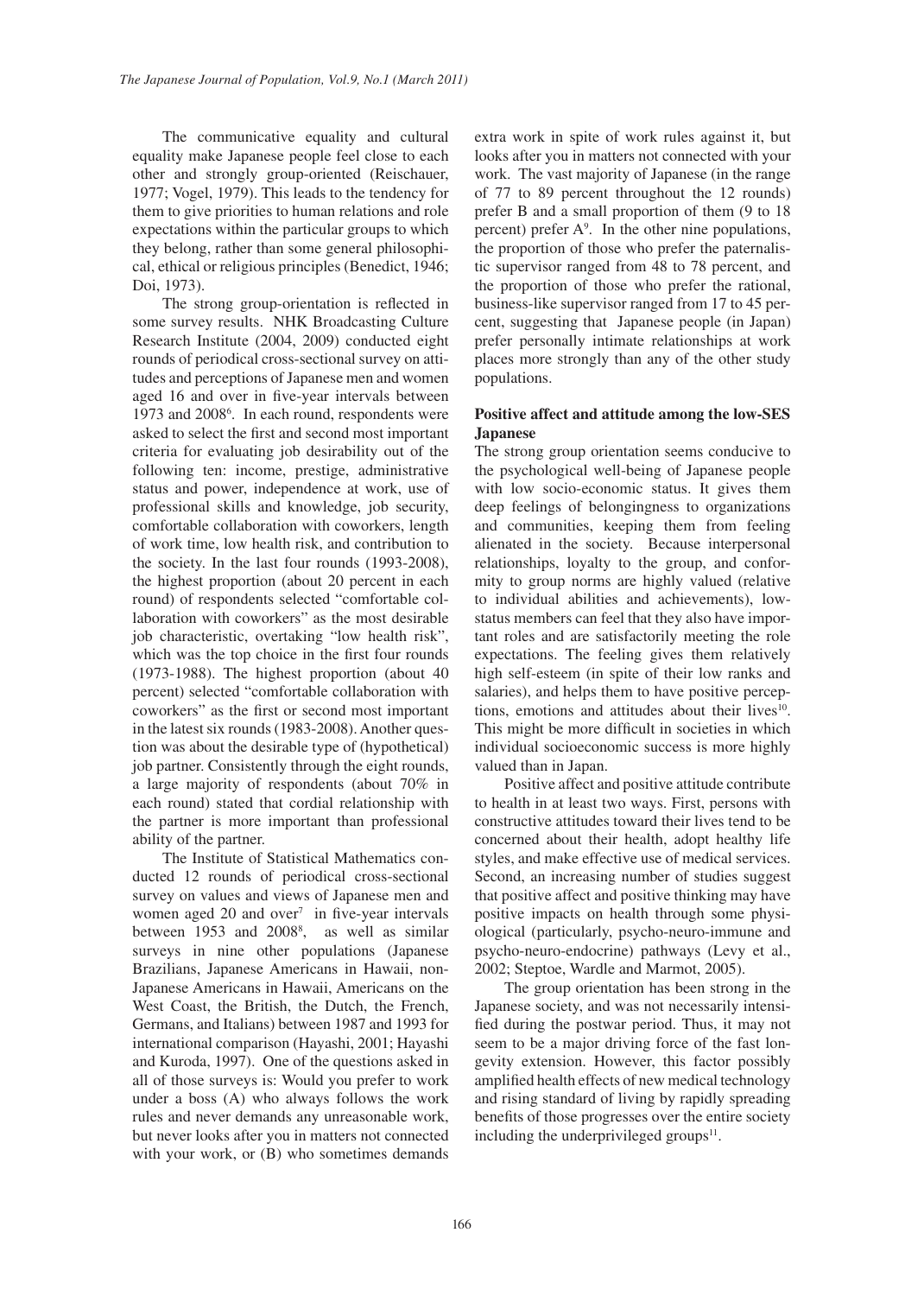The communicative equality and cultural equality make Japanese people feel close to each other and strongly group-oriented (Reischauer, 1977; Vogel, 1979). This leads to the tendency for them to give priorities to human relations and role expectations within the particular groups to which they belong, rather than some general philosophical, ethical or religious principles (Benedict, 1946; Doi, 1973).

The strong group-orientation is reflected in some survey results. NHK Broadcasting Culture Research Institute (2004, 2009) conducted eight rounds of periodical cross-sectional survey on attitudes and perceptions of Japanese men and women aged 16 and over in five-year intervals between 1973 and 2008[6]. In each round, respondents were asked to select the first and second most important criteria for evaluating job desirability out of the following ten: income, prestige, administrative status and power, independence at work, use of professional skills and knowledge, job security, comfortable collaboration with coworkers, length of work time, low health risk, and contribution to the society. In the last four rounds (1993-2008), the highest proportion (about 20 percent in each round) of respondents selected "comfortable collaboration with coworkers" as the most desirable job characteristic, overtaking "low health risk", which was the top choice in the first four rounds (1973-1988). The highest proportion (about 40 percent) selected "comfortable collaboration with coworkers" as the first or second most important in the latest six rounds (1983-2008). Another question was about the desirable type of (hypothetical) job partner. Consistently through the eight rounds, a large majority of respondents (about 70% in each round) stated that cordial relationship with the partner is more important than professional ability of the partner.

The Institute of Statistical Mathematics conducted 12 rounds of periodical cross-sectional survey on values and views of Japanese men and women aged 20 and over[7] in five-year intervals between 1953 and 2008[8], as well as similar surveys in nine other populations (Japanese Brazilians, Japanese Americans in Hawaii, non-Japanese Americans in Hawaii, Americans on the West Coast, the British, the Dutch, the French, Germans, and Italians) between 1987 and 1993 for international comparison (Hayashi, 2001; Hayashi and Kuroda, 1997). One of the questions asked in all of those surveys is: Would you prefer to work under a boss (A) who always follows the work rules and never demands any unreasonable work, but never looks after you in matters not connected with your work, or (B) who sometimes demands extra work in spite of work rules against it, but looks after you in matters not connected with your work. The vast majority of Japanese (in the range of 77 to 89 percent throughout the 12 rounds) prefer B and a small proportion of them (9 to 18 percent) prefer A[9]. In the other nine populations, the proportion of those who prefer the paternalistic supervisor ranged from 48 to 78 percent, and the proportion of those who prefer the rational, business-like supervisor ranged from 17 to 45 percent, suggesting that Japanese people (in Japan) prefer personally intimate relationships at work places more strongly than any of the other study populations.

**Positive affect and attitude among the low-SES Japanese**

The strong group orientation seems conducive to the psychological well-being of Japanese people with low socio-economic status. It gives them deep feelings of belongingness to organizations and communities, keeping them from feeling alienated in the society. Because interpersonal relationships, loyalty to the group, and conformity to group norms are highly valued (relative to individual abilities and achievements), low-status members can feel that they also have important roles and are satisfactorily meeting the role expectations. The feeling gives them relatively high self-esteem (in spite of their low ranks and salaries), and helps them to have positive perceptions, emotions and attitudes about their lives[10]. This might be more difficult in societies in which individual socioeconomic success is more highly valued than in Japan.

Positive affect and positive attitude contribute to health in at least two ways. First, persons with constructive attitudes toward their lives tend to be concerned about their health, adopt healthy life styles, and make effective use of medical services. Second, an increasing number of studies suggest that positive affect and positive thinking may have positive impacts on health through some physiological (particularly, psycho-neuro-immune and psycho-neuro-endocrine) pathways (Levy et al., 2002; Steptoe, Wardle and Marmot, 2005).

The group orientation has been strong in the Japanese society, and was not necessarily intensified during the postwar period. Thus, it may not seem to be a major driving force of the fast longevity extension. However, this factor possibly amplified health effects of new medical technology and rising standard of living by rapidly spreading benefits of those progresses over the entire society including the underprivileged groups[11].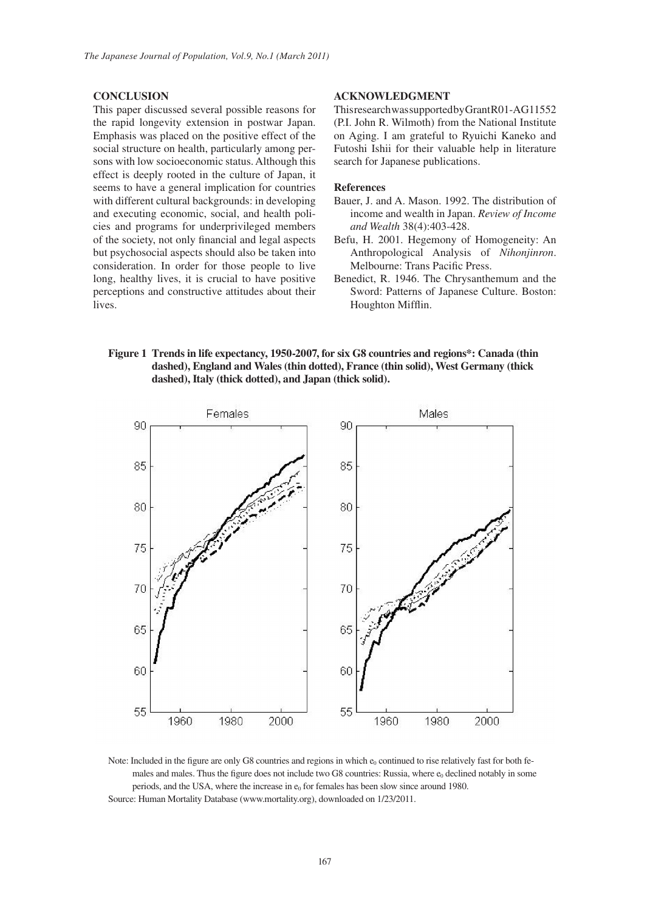## CONCLUSION

This paper discussed several possible reasons for the rapid longevity extension in postwar Japan. Emphasis was placed on the positive effect of the social structure on health, particularly among persons with low socioeconomic status. Although this effect is deeply rooted in the culture of Japan, it seems to have a general implication for countries with different cultural backgrounds: in developing and executing economic, social, and health policies and programs for underprivileged members of the society, not only financial and legal aspects but psychosocial aspects should also be taken into consideration. In order for those people to live long, healthy lives, it is crucial to have positive perceptions and constructive attitudes about their lives.

## ACKNOWLEDGMENT

This research was supported by Grant R01-AG11552 (P.I. John R. Wilmoth) from the National Institute on Aging. I am grateful to Ryuichi Kaneko and Futoshi Ishii for their valuable help in literature search for Japanese publications.

### References

Bauer, J. and A. Mason. 1992. The distribution of income and wealth in Japan. *Review of Income and Wealth* 38(4):403-428.

Befu, H. 2001. Hegemony of Homogeneity: An Anthropological Analysis of *Nihonjinron*. Melbourne: Trans Pacific Press.

Benedict, R. 1946. The Chrysanthemum and the Sword: Patterns of Japanese Culture. Boston: Houghton Mifflin.

**Figure 1 Trends in life expectancy, 1950-2007, for six G8 countries and regions\*: Canada (thin dashed), England and Wales (thin dotted), France (thin solid), West Germany (thick dashed), Italy (thick dotted), and Japan (thick solid).**

Note: Included in the figure are only G8 countries and regions in which $e_0$ continued to rise relatively fast for both females and males. Thus the figure does not include two G8 countries: Russia, where $e_0$ declined notably in some periods, and the USA, where the increase in $e_0$ for females has been slow since around 1980.

Source: Human Mortality Database (www.mortality.org), downloaded on 1/23/2011.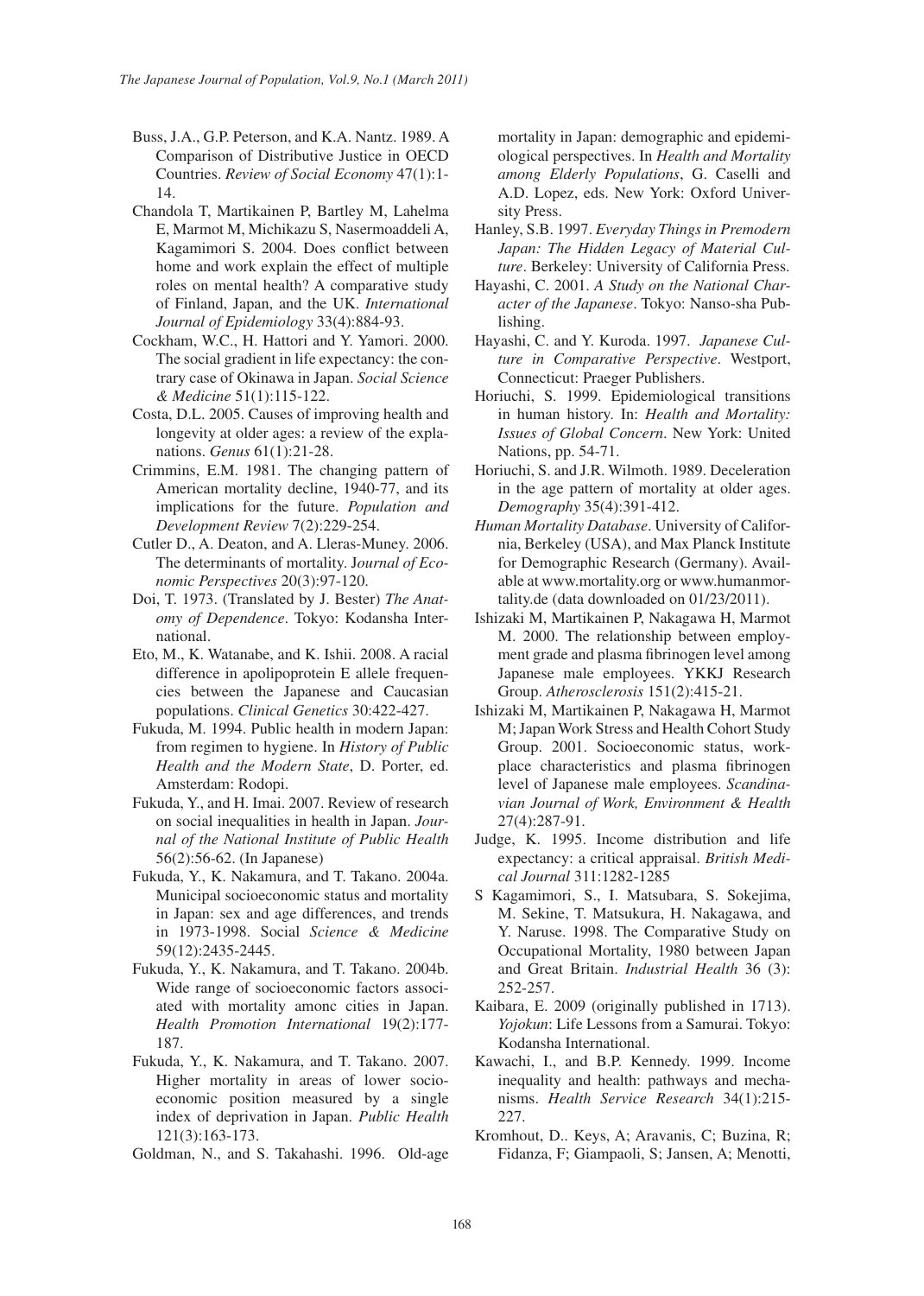Buss, J.A., G.P. Peterson, and K.A. Nantz. 1989. A Comparison of Distributive Justice in OECD Countries. *Review of Social Economy* 47(1):1-14.

Chandola T, Martikainen P, Bartley M, Lahelma E, Marmot M, Michikazu S, Nasermoaddeli A, Kagamimori S. 2004. Does conflict between home and work explain the effect of multiple roles on mental health? A comparative study of Finland, Japan, and the UK. *International Journal of Epidemiology* 33(4):884-93.

Cockham, W.C., H. Hattori and Y. Yamori. 2000. The social gradient in life expectancy: the contrary case of Okinawa in Japan. *Social Science & Medicine* 51(1):115-122.

Costa, D.L. 2005. Causes of improving health and longevity at older ages: a review of the explanations. *Genus* 61(1):21-28.

Crimmins, E.M. 1981. The changing pattern of American mortality decline, 1940-77, and its implications for the future. *Population and Development Review* 7(2):229-254.

Cutler D., A. Deaton, and A. Lleras-Muney. 2006. The determinants of mortality. J*ournal of Economic Perspectives* 20(3):97-120.

Doi, T. 1973. (Translated by J. Bester) *The Anatomy of Dependence*. Tokyo: Kodansha International.

Eto, M., K. Watanabe, and K. Ishii. 2008. A racial difference in apolipoprotein E allele frequencies between the Japanese and Caucasian populations. *Clinical Genetics* 30:422-427.

Fukuda, M. 1994. Public health in modern Japan: from regimen to hygiene. In *History of Public Health and the Modern State*, D. Porter, ed. Amsterdam: Rodopi.

Fukuda, Y., and H. Imai. 2007. Review of research on social inequalities in health in Japan. *Journal of the National Institute of Public Health* 56(2):56-62. (In Japanese)

Fukuda, Y., K. Nakamura, and T. Takano. 2004a. Municipal socioeconomic status and mortality in Japan: sex and age differences, and trends in 1973-1998. Social *Science & Medicine* 59(12):2435-2445.

Fukuda, Y., K. Nakamura, and T. Takano. 2004b. Wide range of socioeconomic factors associated with mortality amonc cities in Japan. *Health Promotion International* 19(2):177-187.

Fukuda, Y., K. Nakamura, and T. Takano. 2007. Higher mortality in areas of lower socioeconomic position measured by a single index of deprivation in Japan. *Public Health* 121(3):163-173.

Goldman, N., and S. Takahashi. 1996. Old-age mortality in Japan: demographic and epidemiological perspectives. In *Health and Mortality among Elderly Populations*, G. Caselli and A.D. Lopez, eds. New York: Oxford University Press.

Hanley, S.B. 1997. *Everyday Things in Premodern Japan: The Hidden Legacy of Material Culture*. Berkeley: University of California Press.

Hayashi, C. 2001. *A Study on the National Character of the Japanese*. Tokyo: Nanso-sha Publishing.

Hayashi, C. and Y. Kuroda. 1997. *Japanese Culture in Comparative Perspective*. Westport, Connecticut: Praeger Publishers.

Horiuchi, S. 1999. Epidemiological transitions in human history. In: *Health and Mortality: Issues of Global Concern*. New York: United Nations, pp. 54-71.

Horiuchi, S. and J.R. Wilmoth. 1989. Deceleration in the age pattern of mortality at older ages. *Demography* 35(4):391-412.

*Human Mortality Database*. University of California, Berkeley (USA), and Max Planck Institute for Demographic Research (Germany). Available at www.mortality.org or www.humanmortality.de (data downloaded on 01/23/2011).

Ishizaki M, Martikainen P, Nakagawa H, Marmot M. 2000. The relationship between employment grade and plasma fibrinogen level among Japanese male employees. YKKJ Research Group. *Atherosclerosis* 151(2):415-21.

Ishizaki M, Martikainen P, Nakagawa H, Marmot M; Japan Work Stress and Health Cohort Study Group. 2001. Socioeconomic status, workplace characteristics and plasma fibrinogen level of Japanese male employees. *Scandinavian Journal of Work, Environment & Health* 27(4):287-91.

Judge, K. 1995. Income distribution and life expectancy: a critical appraisal. *British Medical Journal* 311:1282-1285

S Kagamimori, S., I. Matsubara, S. Sokejima, M. Sekine, T. Matsukura, H. Nakagawa, and Y. Naruse. 1998. The Comparative Study on Occupational Mortality, 1980 between Japan and Great Britain. *Industrial Health* 36 (3): 252-257.

Kaibara, E. 2009 (originally published in 1713). *Yojokun*: Life Lessons from a Samurai. Tokyo: Kodansha International.

Kawachi, I., and B.P. Kennedy. 1999. Income inequality and health: pathways and mechanisms. *Health Service Research* 34(1):215-227.

Kromhout, D.. Keys, A; Aravanis, C; Buzina, R; Fidanza, F; Giampaoli, S; Jansen, A; Menotti,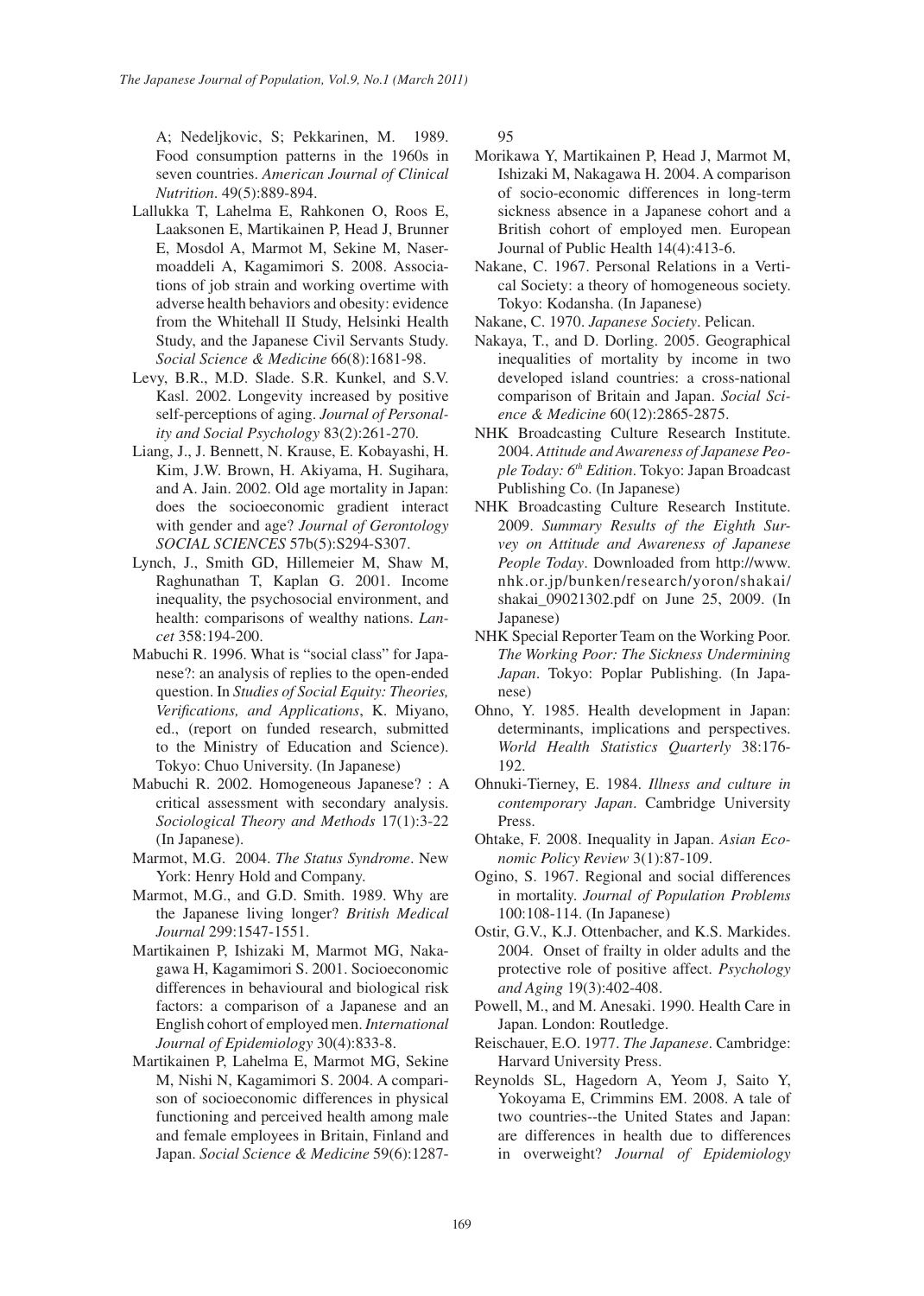A; Nedeljkovic, S; Pekkarinen, M. 1989. Food consumption patterns in the 1960s in seven countries. *American Journal of Clinical Nutrition*. 49(5):889-894.

Lallukka T, Lahelma E, Rahkonen O, Roos E, Laaksonen E, Martikainen P, Head J, Brunner E, Mosdol A, Marmot M, Sekine M, Nasermoaddeli A, Kagamimori S. 2008. Associations of job strain and working overtime with adverse health behaviors and obesity: evidence from the Whitehall II Study, Helsinki Health Study, and the Japanese Civil Servants Study. *Social Science & Medicine* 66(8):1681-98.

Levy, B.R., M.D. Slade. S.R. Kunkel, and S.V. Kasl. 2002. Longevity increased by positive self-perceptions of aging. *Journal of Personality and Social Psychology* 83(2):261-270.

Liang, J., J. Bennett, N. Krause, E. Kobayashi, H. Kim, J.W. Brown, H. Akiyama, H. Sugihara, and A. Jain. 2002. Old age mortality in Japan: does the socioeconomic gradient interact with gender and age? *Journal of Gerontology SOCIAL SCIENCES* 57b(5):S294-S307.

Lynch, J., Smith GD, Hillemeier M, Shaw M, Raghunathan T, Kaplan G. 2001. Income inequality, the psychosocial environment, and health: comparisons of wealthy nations. *Lancet* 358:194-200.

Mabuchi R. 1996. What is "social class" for Japanese?: an analysis of replies to the open-ended question. In *Studies of Social Equity: Theories, Verifications, and Applications*, K. Miyano, ed., (report on funded research, submitted to the Ministry of Education and Science). Tokyo: Chuo University. (In Japanese)

Mabuchi R. 2002. Homogeneous Japanese? : A critical assessment with secondary analysis. *Sociological Theory and Methods* 17(1):3-22 (In Japanese).

Marmot, M.G. 2004. *The Status Syndrome*. New York: Henry Hold and Company.

Marmot, M.G., and G.D. Smith. 1989. Why are the Japanese living longer? *British Medical Journal* 299:1547-1551.

Martikainen P, Ishizaki M, Marmot MG, Nakagawa H, Kagamimori S. 2001. Socioeconomic differences in behavioural and biological risk factors: a comparison of a Japanese and an English cohort of employed men. *International Journal of Epidemiology* 30(4):833-8.

Martikainen P, Lahelma E, Marmot MG, Sekine M, Nishi N, Kagamimori S. 2004. A comparison of socioeconomic differences in physical functioning and perceived health among male and female employees in Britain, Finland and Japan. *Social Science & Medicine* 59(6):1287-95

Morikawa Y, Martikainen P, Head J, Marmot M, Ishizaki M, Nakagawa H. 2004. A comparison of socio-economic differences in long-term sickness absence in a Japanese cohort and a British cohort of employed men. European Journal of Public Health 14(4):413-6.

Nakane, C. 1967. Personal Relations in a Vertical Society: a theory of homogeneous society. Tokyo: Kodansha. (In Japanese)

Nakane, C. 1970. *Japanese Society*. Pelican.

Nakaya, T., and D. Dorling. 2005. Geographical inequalities of mortality by income in two developed island countries: a cross-national comparison of Britain and Japan. *Social Science & Medicine* 60(12):2865-2875.

NHK Broadcasting Culture Research Institute. 2004. *Attitude and Awareness of Japanese People Today: 6th Edition*. Tokyo: Japan Broadcast Publishing Co. (In Japanese)

NHK Broadcasting Culture Research Institute. 2009. *Summary Results of the Eighth Survey on Attitude and Awareness of Japanese People Today*. Downloaded from http://www.nhk.or.jp/bunken/research/yoron/shakai/shakai_09021302.pdf on June 25, 2009. (In Japanese)

NHK Special Reporter Team on the Working Poor. *The Working Poor: The Sickness Undermining Japan*. Tokyo: Poplar Publishing. (In Japanese)

Ohno, Y. 1985. Health development in Japan: determinants, implications and perspectives. *World Health Statistics Quarterly* 38:176-192.

Ohnuki-Tierney, E. 1984. *Illness and culture in contemporary Japan*. Cambridge University Press.

Ohtake, F. 2008. Inequality in Japan. *Asian Economic Policy Review* 3(1):87-109.

Ogino, S. 1967. Regional and social differences in mortality. *Journal of Population Problems* 100:108-114. (In Japanese)

Ostir, G.V., K.J. Ottenbacher, and K.S. Markides. 2004. Onset of frailty in older adults and the protective role of positive affect. *Psychology and Aging* 19(3):402-408.

Powell, M., and M. Anesaki. 1990. Health Care in Japan. London: Routledge.

Reischauer, E.O. 1977. *The Japanese*. Cambridge: Harvard University Press.

Reynolds SL, Hagedorn A, Yeom J, Saito Y, Yokoyama E, Crimmins EM. 2008. A tale of two countries--the United States and Japan: are differences in health due to differences in overweight? *Journal of Epidemiology*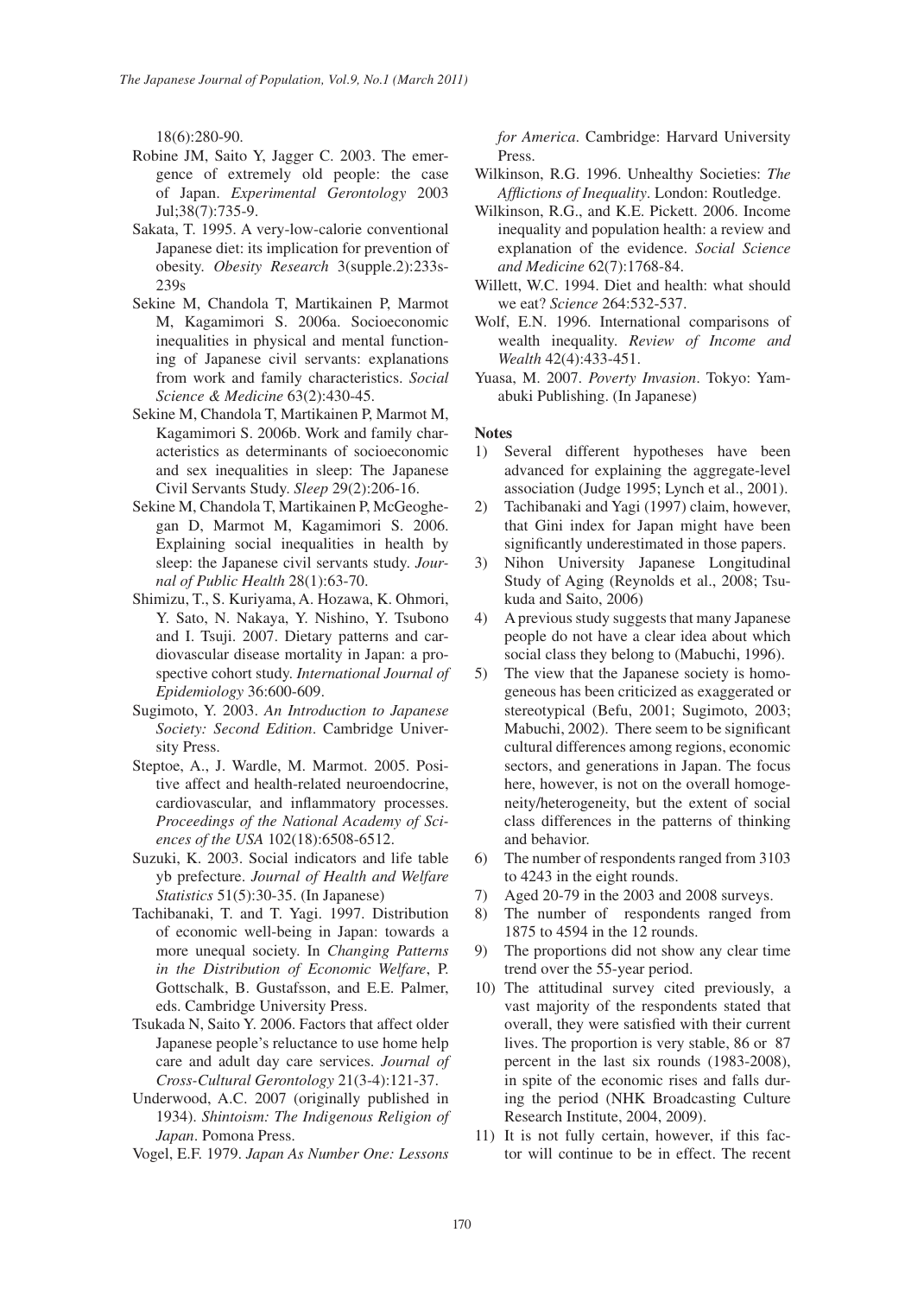18(6):280-90.

Robine JM, Saito Y, Jagger C. 2003. The emergence of extremely old people: the case of Japan. *Experimental Gerontology* 2003 Jul;38(7):735-9.

Sakata, T. 1995. A very-low-calorie conventional Japanese diet: its implication for prevention of obesity. *Obesity Research* 3(supple.2):233s-239s

Sekine M, Chandola T, Martikainen P, Marmot M, Kagamimori S. 2006a. Socioeconomic inequalities in physical and mental functioning of Japanese civil servants: explanations from work and family characteristics. *Social Science & Medicine* 63(2):430-45.

Sekine M, Chandola T, Martikainen P, Marmot M, Kagamimori S. 2006b. Work and family characteristics as determinants of socioeconomic and sex inequalities in sleep: The Japanese Civil Servants Study. *Sleep* 29(2):206-16.

Sekine M, Chandola T, Martikainen P, McGeoghegan D, Marmot M, Kagamimori S. 2006. Explaining social inequalities in health by sleep: the Japanese civil servants study. *Journal of Public Health* 28(1):63-70.

Shimizu, T., S. Kuriyama, A. Hozawa, K. Ohmori, Y. Sato, N. Nakaya, Y. Nishino, Y. Tsubono and I. Tsuji. 2007. Dietary patterns and cardiovascular disease mortality in Japan: a prospective cohort study. *International Journal of Epidemiology* 36:600-609.

Sugimoto, Y. 2003. *An Introduction to Japanese Society: Second Edition*. Cambridge University Press.

Steptoe, A., J. Wardle, M. Marmot. 2005. Positive affect and health-related neuroendocrine, cardiovascular, and inflammatory processes. *Proceedings of the National Academy of Sciences of the USA* 102(18):6508-6512.

Suzuki, K. 2003. Social indicators and life table yb prefecture. *Journal of Health and Welfare Statistics* 51(5):30-35. (In Japanese)

Tachibanaki, T. and T. Yagi. 1997. Distribution of economic well-being in Japan: towards a more unequal society. In *Changing Patterns in the Distribution of Economic Welfare*, P. Gottschalk, B. Gustafsson, and E.E. Palmer, eds. Cambridge University Press.

Tsukada N, Saito Y. 2006. Factors that affect older Japanese people's reluctance to use home help care and adult day care services. *Journal of Cross-Cultural Gerontology* 21(3-4):121-37.

Underwood, A.C. 2007 (originally published in 1934). *Shintoism: The Indigenous Religion of Japan*. Pomona Press.

Vogel, E.F. 1979. *Japan As Number One: Lessons for America*. Cambridge: Harvard University Press.

Wilkinson, R.G. 1996. Unhealthy Societies: *The Afflictions of Inequality*. London: Routledge.

Wilkinson, R.G., and K.E. Pickett. 2006. Income inequality and population health: a review and explanation of the evidence. *Social Science and Medicine* 62(7):1768-84.

Willett, W.C. 1994. Diet and health: what should we eat? *Science* 264:532-537.

Wolf, E.N. 1996. International comparisons of wealth inequality. *Review of Income and Wealth* 42(4):433-451.

Yuasa, M. 2007. *Poverty Invasion*. Tokyo: Yamabuki Publishing. (In Japanese)

**Notes**

1) Several different hypotheses have been advanced for explaining the aggregate-level association (Judge 1995; Lynch et al., 2001).
2) Tachibanaki and Yagi (1997) claim, however, that Gini index for Japan might have been significantly underestimated in those papers.
3) Nihon University Japanese Longitudinal Study of Aging (Reynolds et al., 2008; Tsukuda and Saito, 2006)
4) A previous study suggests that many Japanese people do not have a clear idea about which social class they belong to (Mabuchi, 1996).
5) The view that the Japanese society is homogeneous has been criticized as exaggerated or stereotypical (Befu, 2001; Sugimoto, 2003; Mabuchi, 2002). There seem to be significant cultural differences among regions, economic sectors, and generations in Japan. The focus here, however, is not on the overall homogeneity/heterogeneity, but the extent of social class differences in the patterns of thinking and behavior.
6) The number of respondents ranged from 3103 to 4243 in the eight rounds.
7) Aged 20-79 in the 2003 and 2008 surveys.
8) The number of respondents ranged from 1875 to 4594 in the 12 rounds.
9) The proportions did not show any clear time trend over the 55-year period.
10) The attitudinal survey cited previously, a vast majority of the respondents stated that overall, they were satisfied with their current lives. The proportion is very stable, 86 or 87 percent in the last six rounds (1983-2008), in spite of the economic rises and falls during the period (NHK Broadcasting Culture Research Institute, 2004, 2009).
11) It is not fully certain, however, if this factor will continue to be in effect. The recent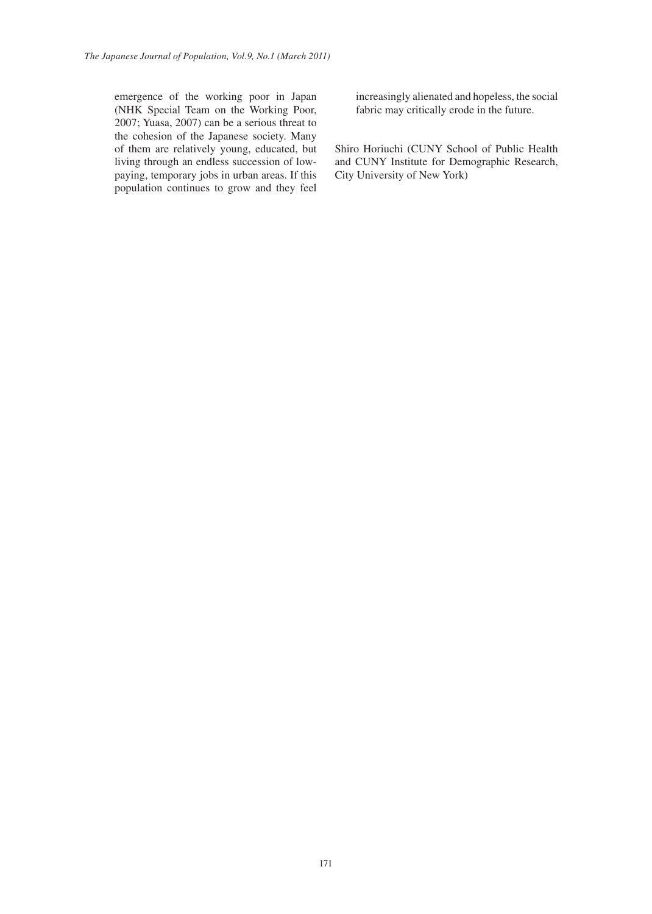emergence of the working poor in Japan (NHK Special Team on the Working Poor, 2007; Yuasa, 2007) can be a serious threat to the cohesion of the Japanese society. Many of them are relatively young, educated, but living through an endless succession of low-paying, temporary jobs in urban areas. If this population continues to grow and they feel increasingly alienated and hopeless, the social fabric may critically erode in the future.

Shiro Horiuchi (CUNY School of Public Health and CUNY Institute for Demographic Research, City University of New York)